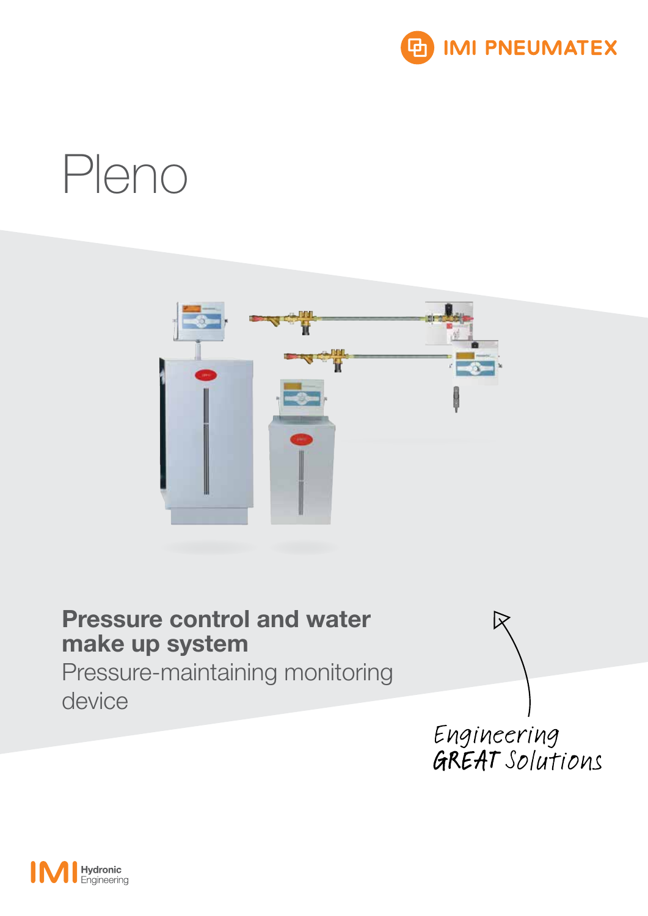IMI PNEUMATEX

# Pleno

## Pressure control and water make up system

Pressure-maintaining monitoring device

Engineering GREAT Solutions

IMI Hydronic Engineering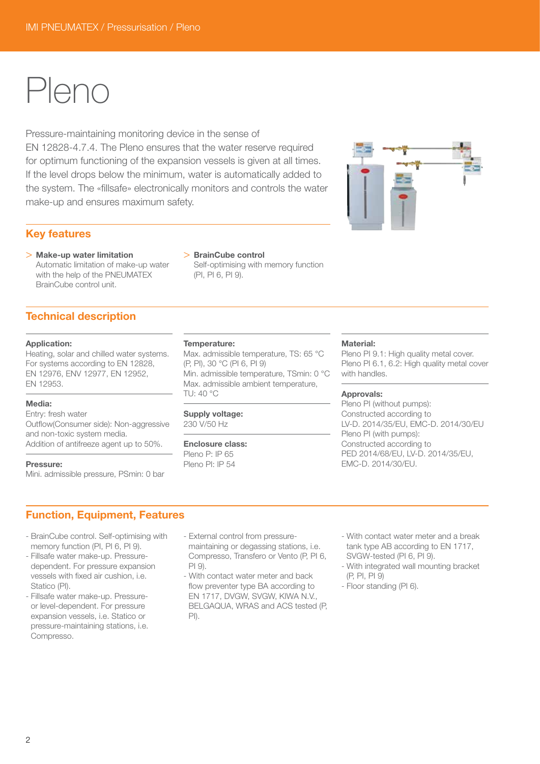# Pleno

Pressure-maintaining monitoring device in the sense of EN 12828-4.7.4. The Pleno ensures that the water reserve required for optimum functioning of the expansion vessels is given at all times. If the level drops below the minimum, water is automatically added to the system. The «fillsafe» electronically monitors and controls the water make-up and ensures maximum safety.

## Key features

> **Make-up water limitation**
> Automatic limitation of make-up water with the help of the PNEUMATEX BrainCube control unit.

> **BrainCube control**
> Self-optimising with memory function (PI, PI 6, PI 9).

## Technical description

**Application:**
Heating, solar and chilled water systems. For systems according to EN 12828, EN 12976, ENV 12977, EN 12952, EN 12953.

**Media:**
Entry: fresh water
Outflow(Consumer side): Non-aggressive and non-toxic system media.
Addition of antifreeze agent up to 50%.

**Pressure:**
Mini. admissible pressure, PSmin: 0 bar

**Temperature:**
Max. admissible temperature, TS: 65 °C (P, PI), 30 °C (PI 6, PI 9)
Min. admissible temperature, TSmin: 0 °C
Max. admissible ambient temperature, TU: 40 °C

**Supply voltage:**
230 V/50 Hz

**Enclosure class:**
Pleno P: IP 65
Pleno PI: IP 54

**Material:**
Pleno PI 9.1: High quality metal cover.
Pleno PI 6.1, 6.2: High quality metal cover with handles.

**Approvals:**
Pleno PI (without pumps):
Constructed according to LV-D. 2014/35/EU, EMC-D. 2014/30/EU
Pleno PI (with pumps):
Constructed according to PED 2014/68/EU, LV-D. 2014/35/EU, EMC-D. 2014/30/EU.

## Function, Equipment, Features

- BrainCube control. Self-optimising with memory function (PI, PI 6, PI 9).
- Fillsafe water make-up. Pressure-dependent. For pressure expansion vessels with fixed air cushion, i.e. Statico (PI).
- Fillsafe water make-up. Pressure- or level-dependent. For pressure expansion vessels, i.e. Statico or pressure-maintaining stations, i.e. Compresso.
- External control from pressure-maintaining or degassing stations, i.e. Compresso, Transfero or Vento (P, PI 6, PI 9).
- With contact water meter and back flow preventer type BA according to EN 1717, DVGW, SVGW, KIWA N.V., BELGAQUA, WRAS and ACS tested (P, PI).
- With contact water meter and a break tank type AB according to EN 1717, SVGW-tested (PI 6, PI 9).
- With integrated wall mounting bracket (P, PI, PI 9)
- Floor standing (PI 6).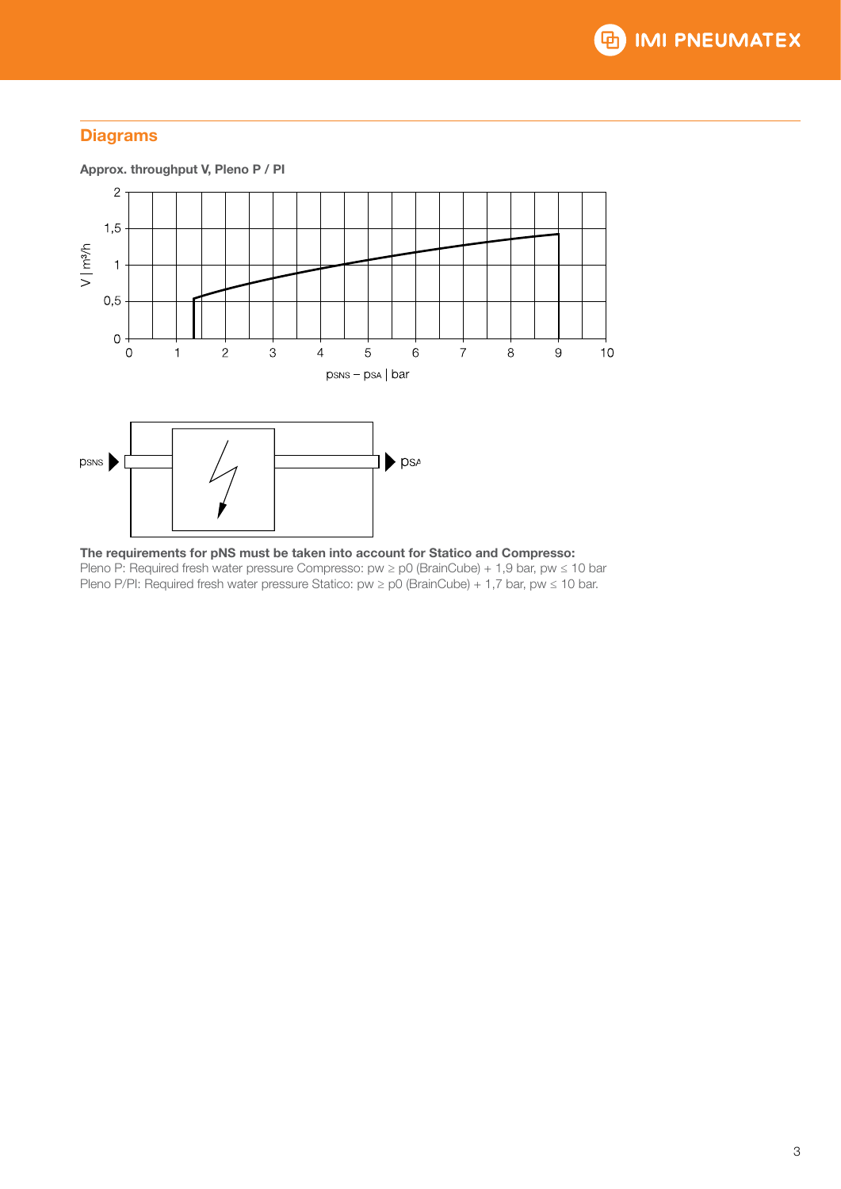## Diagrams

**Approx. throughput V, Pleno P / PI**

**The requirements for pNS must be taken into account for Statico and Compresso:**
Pleno P: Required fresh water pressure Compresso: pw ≥ p0 (BrainCube) + 1,9 bar, pw ≤ 10 bar
Pleno P/PI: Required fresh water pressure Statico: pw ≥ p0 (BrainCube) + 1,7 bar, pw ≤ 10 bar.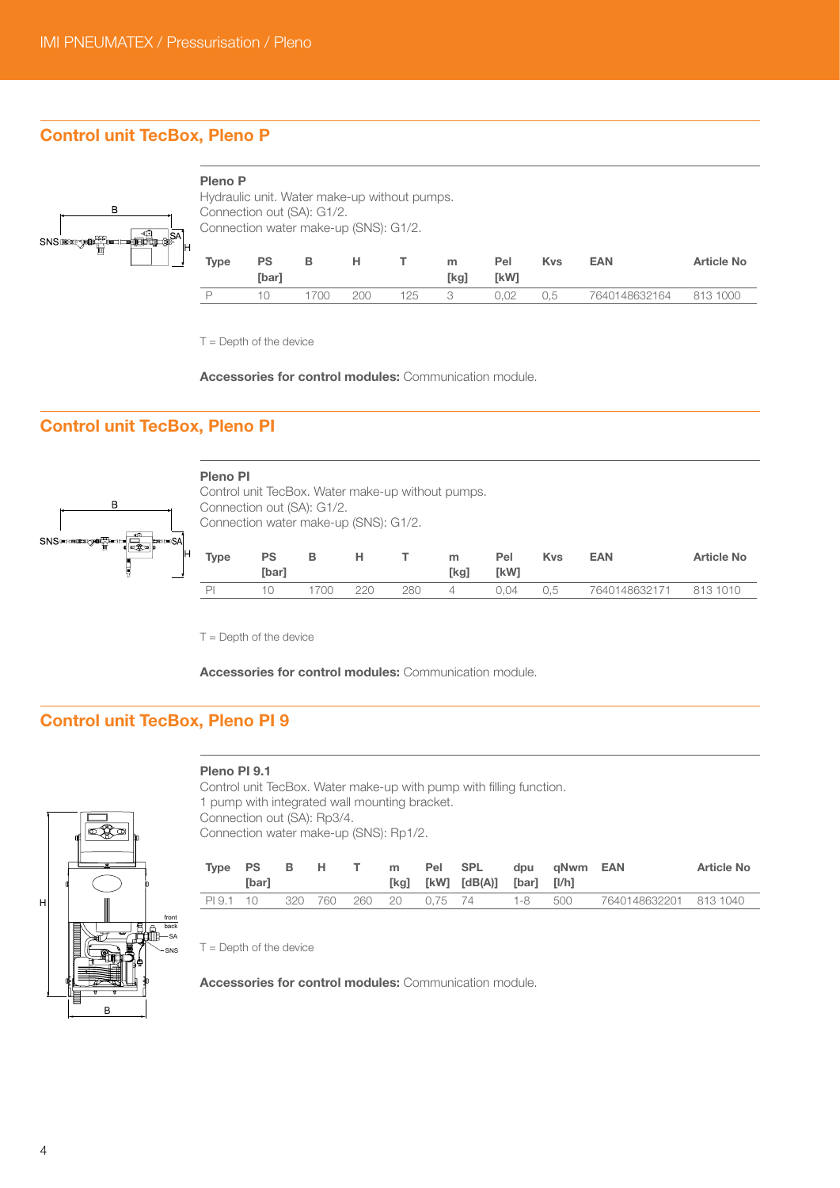## Control unit TecBox, Pleno P

**Pleno P**

Hydraulic unit. Water make-up without pumps.
Connection out (SA): G1/2.
Connection water make-up (SNS): G1/2.

| Type | PS [bar] | B | H | T | m [kg] | Pel [kW] | Kvs | EAN | Article No |
|---|---|---|---|---|---|---|---|---|---|
| P | 10 | 1700 | 200 | 125 | 3 | 0,02 | 0,5 | 7640148632164 | 813 1000 |

T = Depth of the device

**Accessories for control modules:** Communication module.

## Control unit TecBox, Pleno PI

**Pleno PI**

Control unit TecBox. Water make-up without pumps.
Connection out (SA): G1/2.
Connection water make-up (SNS): G1/2.

| Type | PS [bar] | B | H | T | m [kg] | Pel [kW] | Kvs | EAN | Article No |
|---|---|---|---|---|---|---|---|---|---|
| PI | 10 | 1700 | 220 | 280 | 4 | 0,04 | 0,5 | 7640148632171 | 813 1010 |

T = Depth of the device

**Accessories for control modules:** Communication module.

## Control unit TecBox, Pleno PI 9

**Pleno PI 9.1**

Control unit TecBox. Water make-up with pump with filling function.
1 pump with integrated wall mounting bracket.
Connection out (SA): Rp3/4.
Connection water make-up (SNS): Rp1/2.

| Type | PS [bar] | B | H | T | m [kg] | Pel [kW] | SPL [dB(A)] | dpu [bar] | qNwm [l/h] | EAN | Article No |
|---|---|---|---|---|---|---|---|---|---|---|---|
| PI 9.1 | 10 | 320 | 760 | 260 | 20 | 0,75 | 74 | 1-8 | 500 | 7640148632201 | 813 1040 |

T = Depth of the device

**Accessories for control modules:** Communication module.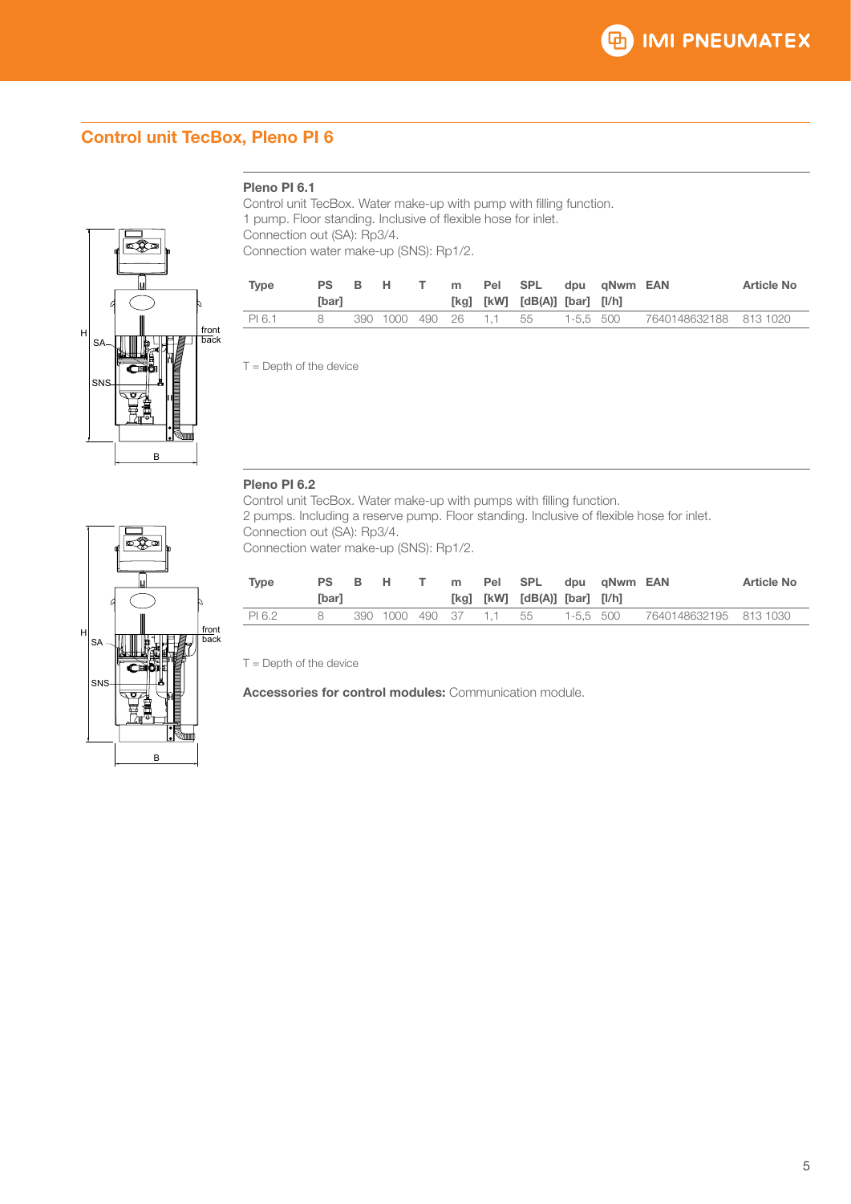## Control unit TecBox, Pleno PI 6

### Pleno PI 6.1

Control unit TecBox. Water make-up with pump with filling function.
1 pump. Floor standing. Inclusive of flexible hose for inlet.
Connection out (SA): Rp3/4.
Connection water make-up (SNS): Rp1/2.

| Type | PS [bar] | B | H | T | m [kg] | Pel [kW] | SPL [dB(A)] | dpu [bar] | qNwm [l/h] | EAN | Article No |
|---|---|---|---|---|---|---|---|---|---|---|---|
| PI 6.1 | 8 | 390 | 1000 | 490 | 26 | 1,1 | 55 | 1-5,5 | 500 | 7640148632188 | 813 1020 |

T = Depth of the device

### Pleno PI 6.2

Control unit TecBox. Water make-up with pumps with filling function.
2 pumps. Including a reserve pump. Floor standing. Inclusive of flexible hose for inlet.
Connection out (SA): Rp3/4.
Connection water make-up (SNS): Rp1/2.

| Type | PS [bar] | B | H | T | m [kg] | Pel [kW] | SPL [dB(A)] | dpu [bar] | qNwm [l/h] | EAN | Article No |
|---|---|---|---|---|---|---|---|---|---|---|---|
| PI 6.2 | 8 | 390 | 1000 | 490 | 37 | 1,1 | 55 | 1-5,5 | 500 | 7640148632195 | 813 1030 |

T = Depth of the device

**Accessories for control modules:** Communication module.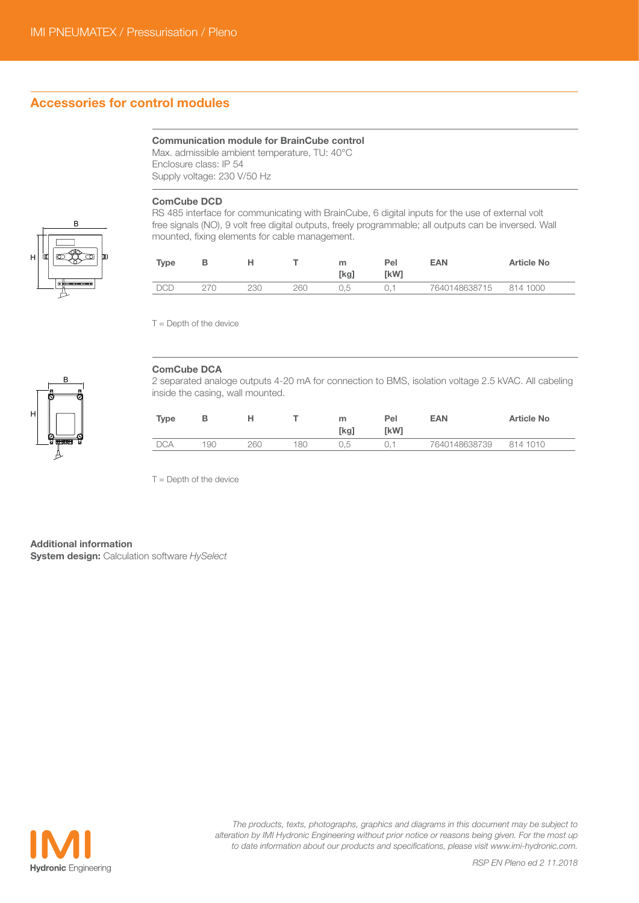## Accessories for control modules

**Communication module for BrainCube control**
Max. admissible ambient temperature, TU: 40°C
Enclosure class: IP 54
Supply voltage: 230 V/50 Hz

**ComCube DCD**
RS 485 interface for communicating with BrainCube, 6 digital inputs for the use of external volt free signals (NO), 9 volt free digital outputs, freely programmable; all outputs can be inversed. Wall mounted, fixing elements for cable management.

| Type | B | H | T | m [kg] | Pel [kW] | EAN | Article No |
|---|---|---|---|---|---|---|---|
| DCD | 270 | 230 | 260 | 0,5 | 0,1 | 7640148638715 | 814 1000 |

T = Depth of the device

**ComCube DCA**
2 separated analoge outputs 4-20 mA for connection to BMS, isolation voltage 2.5 kVAC. All cabeling inside the casing, wall mounted.

| Type | B | H | T | m [kg] | Pel [kW] | EAN | Article No |
|---|---|---|---|---|---|---|---|
| DCA | 190 | 260 | 180 | 0,5 | 0,1 | 7640148638739 | 814 1010 |

T = Depth of the device

**Additional information**
**System design:** Calculation software *HySelect*

*The products, texts, photographs, graphics and diagrams in this document may be subject to alteration by IMI Hydronic Engineering without prior notice or reasons being given. For the most up to date information about our products and specifications, please visit www.imi-hydronic.com.*